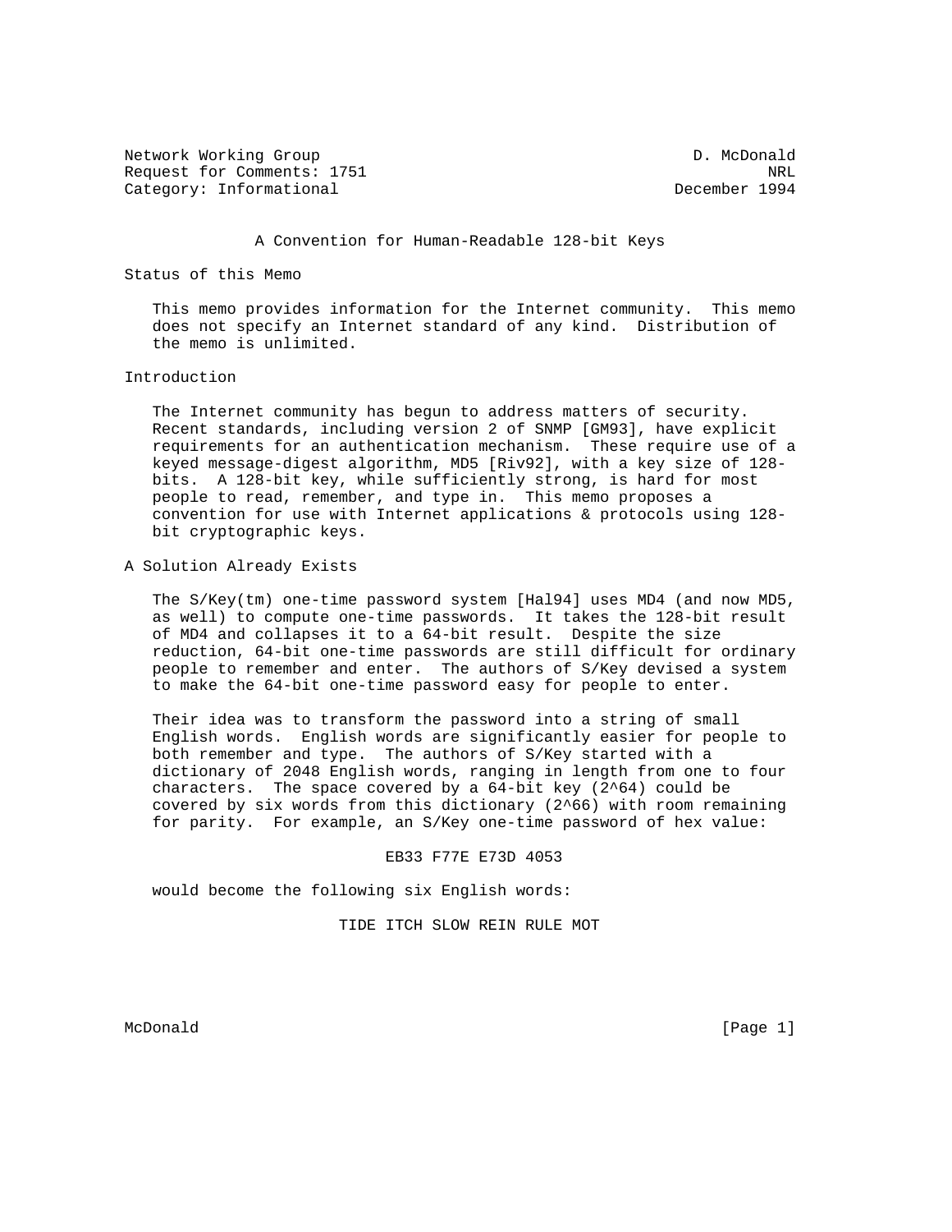Network Working Group D. McDonald
Request for Comments: 1751 NRL
Category: Informational December 1994

# A Convention for Human-Readable 128-bit Keys

## Status of this Memo

This memo provides information for the Internet community. This memo does not specify an Internet standard of any kind. Distribution of the memo is unlimited.

## Introduction

The Internet community has begun to address matters of security. Recent standards, including version 2 of SNMP [GM93], have explicit requirements for an authentication mechanism. These require use of a keyed message-digest algorithm, MD5 [Riv92], with a key size of 128-bits. A 128-bit key, while sufficiently strong, is hard for most people to read, remember, and type in. This memo proposes a convention for use with Internet applications & protocols using 128-bit cryptographic keys.

## A Solution Already Exists

The S/Key(tm) one-time password system [Hal94] uses MD4 (and now MD5, as well) to compute one-time passwords. It takes the 128-bit result of MD4 and collapses it to a 64-bit result. Despite the size reduction, 64-bit one-time passwords are still difficult for ordinary people to remember and enter. The authors of S/Key devised a system to make the 64-bit one-time password easy for people to enter.

Their idea was to transform the password into a string of small English words. English words are significantly easier for people to both remember and type. The authors of S/Key started with a dictionary of 2048 English words, ranging in length from one to four characters. The space covered by a 64-bit key ($2^{64}$) could be covered by six words from this dictionary ($2^{66}$) with room remaining for parity. For example, an S/Key one-time password of hex value:

```
EB33 F77E E73D 4053
```

would become the following six English words:

```
TIDE ITCH SLOW REIN RULE MOT
```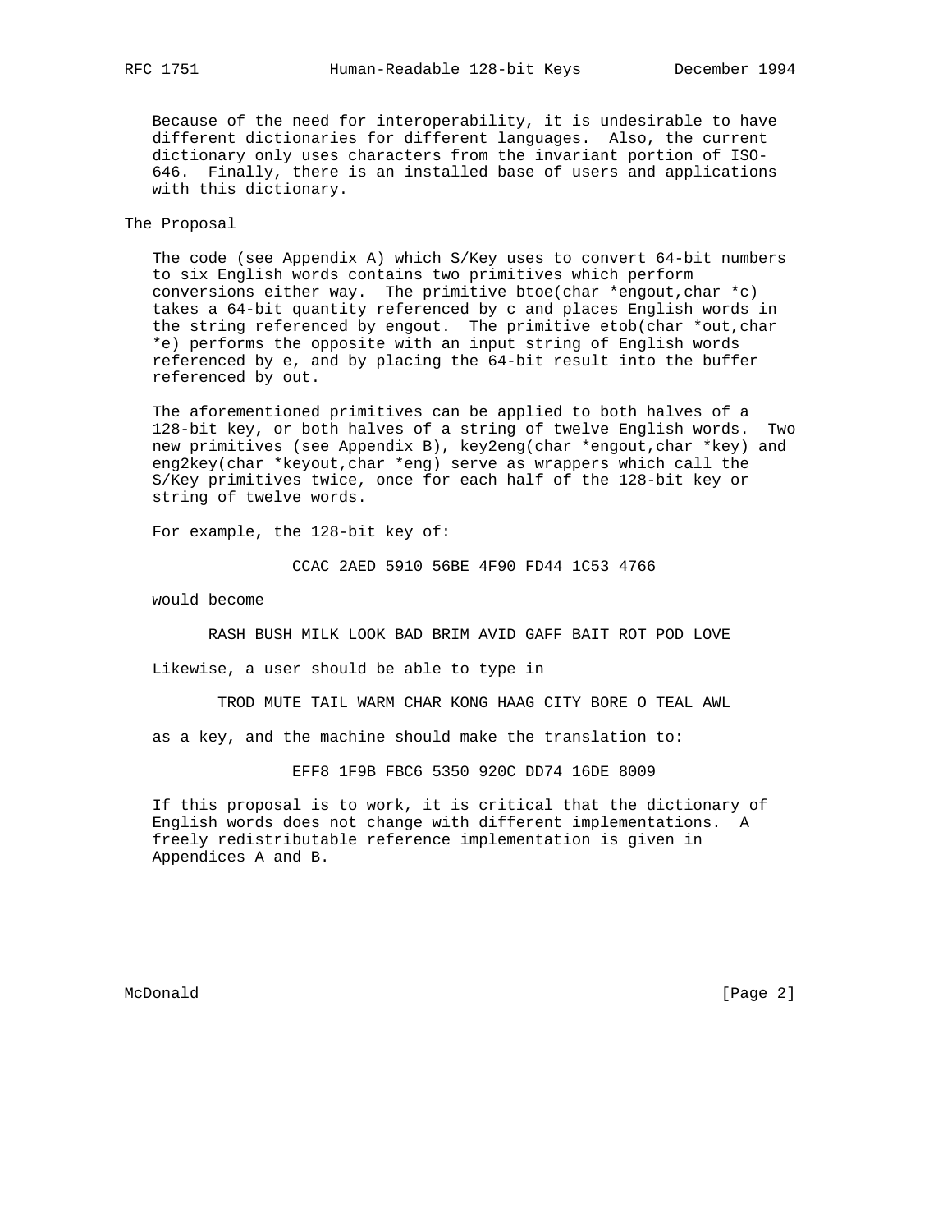Because of the need for interoperability, it is undesirable to have different dictionaries for different languages. Also, the current dictionary only uses characters from the invariant portion of ISO-646. Finally, there is an installed base of users and applications with this dictionary.

## The Proposal

The code (see Appendix A) which S/Key uses to convert 64-bit numbers to six English words contains two primitives which perform conversions either way. The primitive btoe(char *engout,char *c) takes a 64-bit quantity referenced by c and places English words in the string referenced by engout. The primitive etob(char *out,char *e) performs the opposite with an input string of English words referenced by e, and by placing the 64-bit result into the buffer referenced by out.

The aforementioned primitives can be applied to both halves of a 128-bit key, or both halves of a string of twelve English words. Two new primitives (see Appendix B), key2eng(char *engout,char *key) and eng2key(char *keyout,char *eng) serve as wrappers which call the S/Key primitives twice, once for each half of the 128-bit key or string of twelve words.

For example, the 128-bit key of:

```
CCAC 2AED 5910 56BE 4F90 FD44 1C53 4766
```

would become

```
RASH BUSH MILK LOOK BAD BRIM AVID GAFF BAIT ROT POD LOVE
```

Likewise, a user should be able to type in

```
TROD MUTE TAIL WARM CHAR KONG HAAG CITY BORE O TEAL AWL
```

as a key, and the machine should make the translation to:

```
EFF8 1F9B FBC6 5350 920C DD74 16DE 8009
```

If this proposal is to work, it is critical that the dictionary of English words does not change with different implementations. A freely redistributable reference implementation is given in Appendices A and B.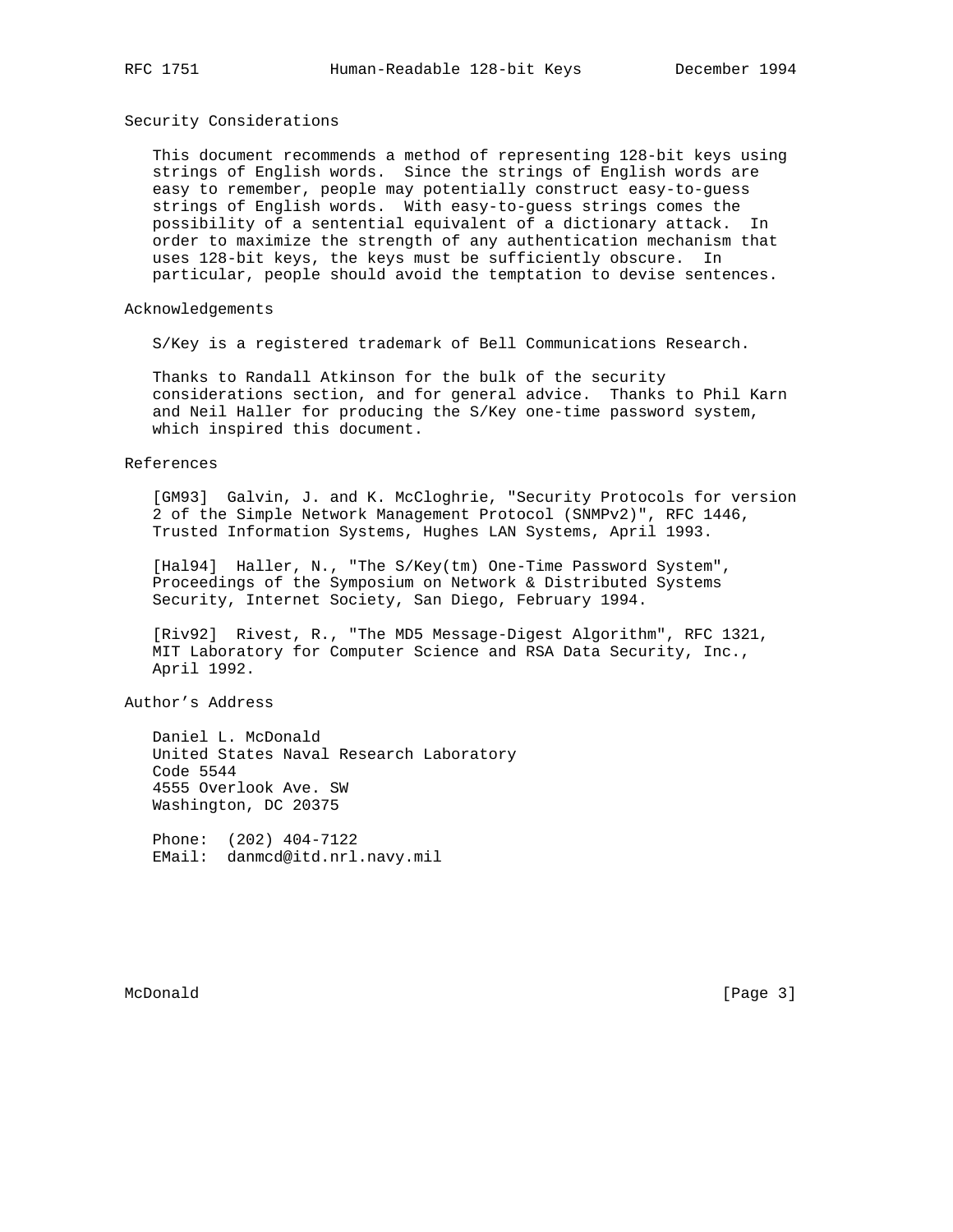## Security Considerations

This document recommends a method of representing 128-bit keys using strings of English words. Since the strings of English words are easy to remember, people may potentially construct easy-to-guess strings of English words. With easy-to-guess strings comes the possibility of a sentential equivalent of a dictionary attack. In order to maximize the strength of any authentication mechanism that uses 128-bit keys, the keys must be sufficiently obscure. In particular, people should avoid the temptation to devise sentences.

## Acknowledgements

S/Key is a registered trademark of Bell Communications Research.

Thanks to Randall Atkinson for the bulk of the security considerations section, and for general advice. Thanks to Phil Karn and Neil Haller for producing the S/Key one-time password system, which inspired this document.

## References

[GM93] Galvin, J. and K. McCloghrie, "Security Protocols for version 2 of the Simple Network Management Protocol (SNMPv2)", RFC 1446, Trusted Information Systems, Hughes LAN Systems, April 1993.

[Hal94] Haller, N., "The S/Key(tm) One-Time Password System", Proceedings of the Symposium on Network & Distributed Systems Security, Internet Society, San Diego, February 1994.

[Riv92] Rivest, R., "The MD5 Message-Digest Algorithm", RFC 1321, MIT Laboratory for Computer Science and RSA Data Security, Inc., April 1992.

## Author's Address

Daniel L. McDonald
United States Naval Research Laboratory
Code 5544
4555 Overlook Ave. SW
Washington, DC 20375

Phone: (202) 404-7122
EMail: danmcd@itd.nrl.navy.mil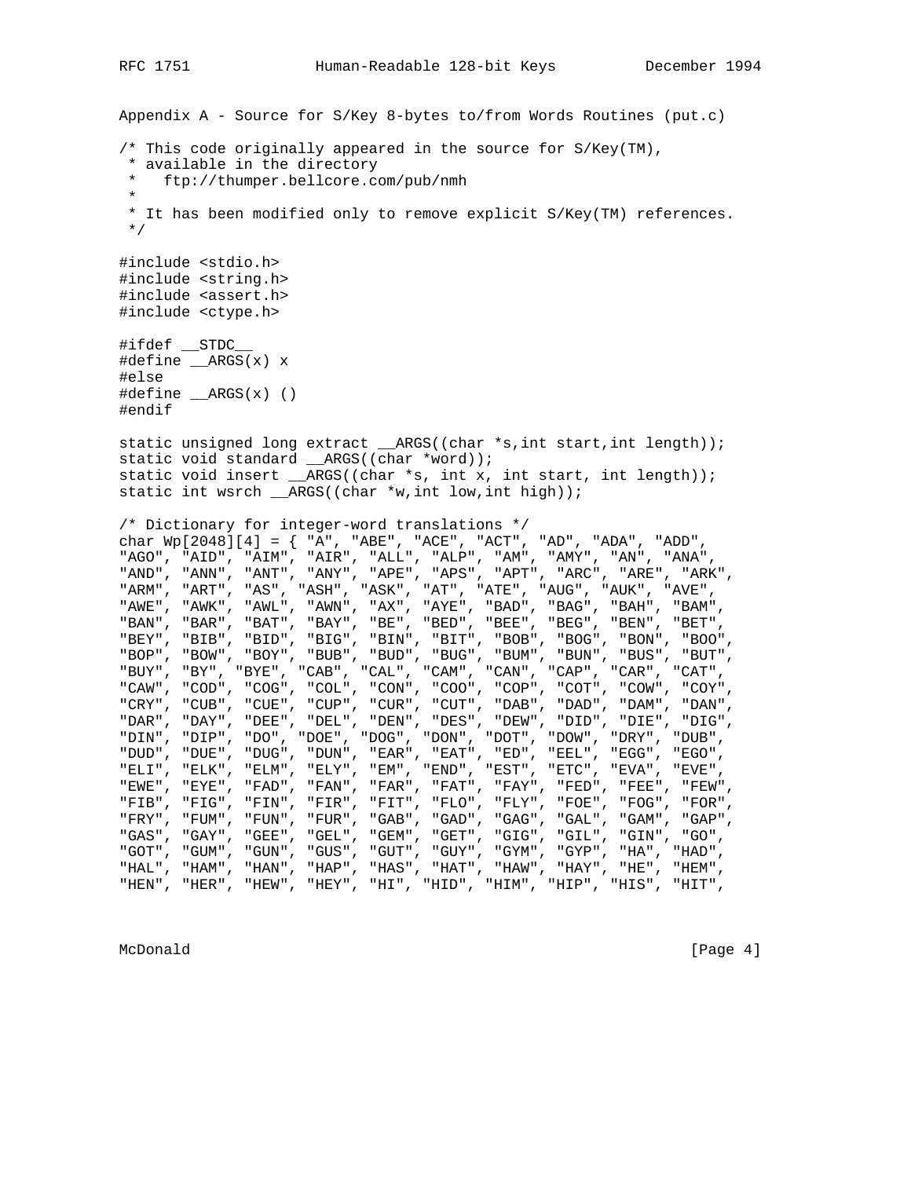Appendix A - Source for S/Key 8-bytes to/from Words Routines (put.c)

```
/* This code originally appeared in the source for S/Key(TM),
 * available in the directory
 *    ftp://thumper.bellcore.com/pub/nmh
 *
 * It has been modified only to remove explicit S/Key(TM) references.
 */

#include <stdio.h>
#include <string.h>
#include <assert.h>
#include <ctype.h>

#ifdef __STDC__
#define __ARGS(x) x
#else
#define __ARGS(x) ()
#endif

static unsigned long extract __ARGS((char *s,int start,int length));
static void standard __ARGS((char *word));
static void insert __ARGS((char *s, int x, int start, int length));
static int wsrch __ARGS((char *w,int low,int high));

/* Dictionary for integer-word translations */
char Wp[2048][4] = { "A", "ABE", "ACE", "ACT", "AD", "ADA", "ADD",
"AGO", "AID", "AIM", "AIR", "ALL", "ALP", "AM", "AMY", "AN", "ANA",
"AND", "ANN", "ANT", "ANY", "APE", "APS", "APT", "ARC", "ARE", "ARK",
"ARM", "ART", "AS", "ASH", "ASK", "AT", "ATE", "AUG", "AUK", "AVE",
"AWE", "AWK", "AWL", "AWN", "AX", "AYE", "BAD", "BAG", "BAH", "BAM",
"BAN", "BAR", "BAT", "BAY", "BE", "BED", "BEE", "BEG", "BEN", "BET",
"BEY", "BIB", "BID", "BIG", "BIN", "BIT", "BOB", "BOG", "BON", "BOO",
"BOP", "BOW", "BOY", "BUB", "BUD", "BUG", "BUM", "BUN", "BUS", "BUT",
"BUY", "BY", "BYE", "CAB", "CAL", "CAM", "CAN", "CAP", "CAR", "CAT",
"CAW", "COD", "COG", "COL", "CON", "COO", "COP", "COT", "COW", "COY",
"CRY", "CUB", "CUE", "CUP", "CUR", "CUT", "DAB", "DAD", "DAM", "DAN",
"DAR", "DAY", "DEE", "DEL", "DEN", "DES", "DEW", "DID", "DIE", "DIG",
"DIN", "DIP", "DO", "DOE", "DOG", "DON", "DOT", "DOW", "DRY", "DUB",
"DUD", "DUE", "DUG", "DUN", "EAR", "EAT", "ED", "EEL", "EGG", "EGO",
"ELI", "ELK", "ELM", "ELY", "EM", "END", "EST", "ETC", "EVA", "EVE",
"EWE", "EYE", "FAD", "FAN", "FAR", "FAT", "FAY", "FED", "FEE", "FEW",
"FIB", "FIG", "FIN", "FIR", "FIT", "FLO", "FLY", "FOE", "FOG", "FOR",
"FRY", "FUM", "FUN", "FUR", "GAB", "GAD", "GAG", "GAL", "GAM", "GAP",
"GAS", "GAY", "GEE", "GEL", "GEM", "GET", "GIG", "GIL", "GIN", "GO",
"GOT", "GUM", "GUN", "GUS", "GUT", "GUY", "GYM", "GYP", "HA", "HAD",
"HAL", "HAM", "HAN", "HAP", "HAS", "HAT", "HAW", "HAY", "HE", "HEM",
"HEN", "HER", "HEW", "HEY", "HI", "HID", "HIM", "HIP", "HIS", "HIT",
```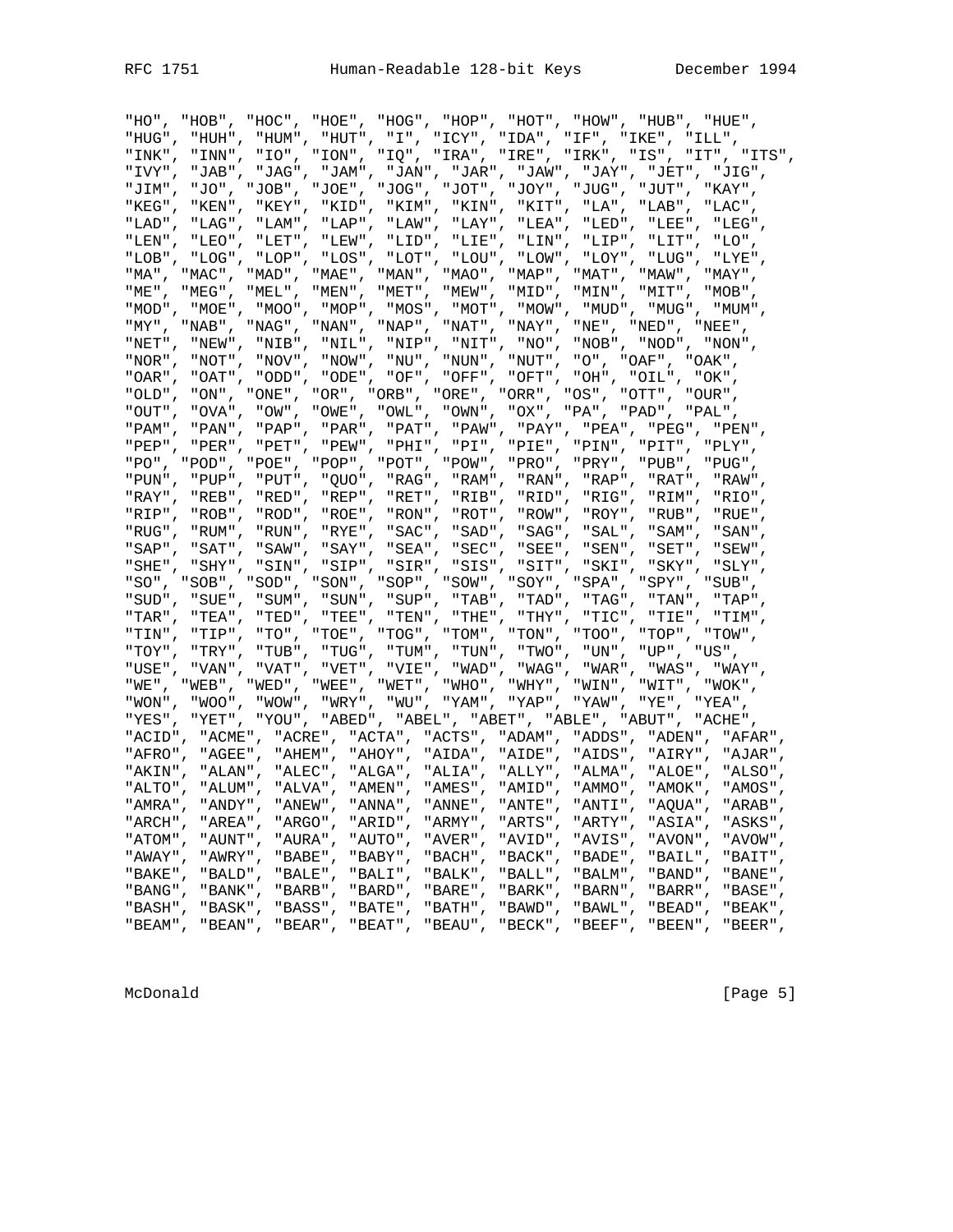```
"HO", "HOB", "HOC", "HOE", "HOG", "HOP", "HOT", "HOW", "HUB", "HUE",
"HUG", "HUH", "HUM", "HUT", "I", "ICY", "IDA", "IF", "IKE", "ILL",
"INK", "INN", "IO", "ION", "IQ", "IRA", "IRE", "IRK", "IS", "IT", "ITS",
"IVY", "JAB", "JAG", "JAM", "JAN", "JAR", "JAW", "JAY", "JET", "JIG",
"JIM", "JO", "JOB", "JOE", "JOG", "JOT", "JOY", "JUG", "JUT", "KAY",
"KEG", "KEN", "KEY", "KID", "KIM", "KIN", "KIT", "LA", "LAB", "LAC",
"LAD", "LAG", "LAM", "LAP", "LAW", "LAY", "LEA", "LED", "LEE", "LEG",
"LEN", "LEO", "LET", "LEW", "LID", "LIE", "LIN", "LIP", "LIT", "LO",
"LOB", "LOG", "LOP", "LOS", "LOT", "LOU", "LOW", "LOY", "LUG", "LYE",
"MA", "MAC", "MAD", "MAE", "MAN", "MAO", "MAP", "MAT", "MAW", "MAY",
"ME", "MEG", "MEL", "MEN", "MET", "MEW", "MID", "MIN", "MIT", "MOB",
"MOD", "MOE", "MOO", "MOP", "MOS", "MOT", "MOW", "MUD", "MUG", "MUM",
"MY", "NAB", "NAG", "NAN", "NAP", "NAT", "NAY", "NE", "NED", "NEE",
"NET", "NEW", "NIB", "NIL", "NIP", "NIT", "NO", "NOB", "NOD", "NON",
"NOR", "NOT", "NOV", "NOW", "NU", "NUN", "NUT", "O", "OAF", "OAK",
"OAR", "OAT", "ODD", "ODE", "OF", "OFF", "OFT", "OH", "OIL", "OK",
"OLD", "ON", "ONE", "OR", "ORB", "ORE", "ORR", "OS", "OTT", "OUR",
"OUT", "OVA", "OW", "OWE", "OWL", "OWN", "OX", "PA", "PAD", "PAL",
"PAM", "PAN", "PAP", "PAR", "PAT", "PAW", "PAY", "PEA", "PEG", "PEN",
"PEP", "PER", "PET", "PEW", "PHI", "PI", "PIE", "PIN", "PIT", "PLY",
"PO", "POD", "POE", "POP", "POT", "POW", "PRO", "PRY", "PUB", "PUG",
"PUN", "PUP", "PUT", "QUO", "RAG", "RAM", "RAN", "RAP", "RAT", "RAW",
"RAY", "REB", "RED", "REP", "RET", "RIB", "RID", "RIG", "RIM", "RIO",
"RIP", "ROB", "ROD", "ROE", "RON", "ROT", "ROW", "ROY", "RUB", "RUE",
"RUG", "RUM", "RUN", "RYE", "SAC", "SAD", "SAG", "SAL", "SAM", "SAN",
"SAP", "SAT", "SAW", "SAY", "SEA", "SEC", "SEE", "SEN", "SET", "SEW",
"SHE", "SHY", "SIN", "SIP", "SIR", "SIS", "SIT", "SKI", "SKY", "SLY",
"SO", "SOB", "SOD", "SON", "SOP", "SOW", "SOY", "SPA", "SPY", "SUB",
"SUD", "SUE", "SUM", "SUN", "SUP", "TAB", "TAD", "TAG", "TAN", "TAP",
"TAR", "TEA", "TED", "TEE", "TEN", "THE", "THY", "TIC", "TIE", "TIM",
"TIN", "TIP", "TO", "TOE", "TOG", "TOM", "TON", "TOO", "TOP", "TOW",
"TOY", "TRY", "TUB", "TUG", "TUM", "TUN", "TWO", "UN", "UP", "US",
"USE", "VAN", "VAT", "VET", "VIE", "WAD", "WAG", "WAR", "WAS", "WAY",
"WE", "WEB", "WED", "WEE", "WET", "WHO", "WHY", "WIN", "WIT", "WOK",
"WON", "WOO", "WOW", "WRY", "WU", "YAM", "YAP", "YAW", "YE", "YEA",
"YES", "YET", "YOU", "ABED", "ABEL", "ABET", "ABLE", "ABUT", "ACHE",
"ACID", "ACME", "ACRE", "ACTA", "ACTS", "ADAM", "ADDS", "ADEN", "AFAR",
"AFRO", "AGEE", "AHEM", "AHOY", "AIDA", "AIDE", "AIDS", "AIRY", "AJAR",
"AKIN", "ALAN", "ALEC", "ALGA", "ALIA", "ALLY", "ALMA", "ALOE", "ALSO",
"ALTO", "ALUM", "ALVA", "AMEN", "AMES", "AMID", "AMMO", "AMOK", "AMOS",
"AMRA", "ANDY", "ANEW", "ANNA", "ANNE", "ANTE", "ANTI", "AQUA", "ARAB",
"ARCH", "AREA", "ARGO", "ARID", "ARMY", "ARTS", "ARTY", "ASIA", "ASKS",
"ATOM", "AUNT", "AURA", "AUTO", "AVER", "AVID", "AVIS", "AVON", "AVOW",
"AWAY", "AWRY", "BABE", "BABY", "BACH", "BACK", "BADE", "BAIL", "BAIT",
"BAKE", "BALD", "BALE", "BALI", "BALK", "BALL", "BALM", "BAND", "BANE",
"BANG", "BANK", "BARB", "BARD", "BARE", "BARK", "BARN", "BARR", "BASE",
"BASH", "BASK", "BASS", "BATE", "BATH", "BAWD", "BAWL", "BEAD", "BEAK",
"BEAM", "BEAN", "BEAR", "BEAT", "BEAU", "BECK", "BEEF", "BEEN", "BEER",
```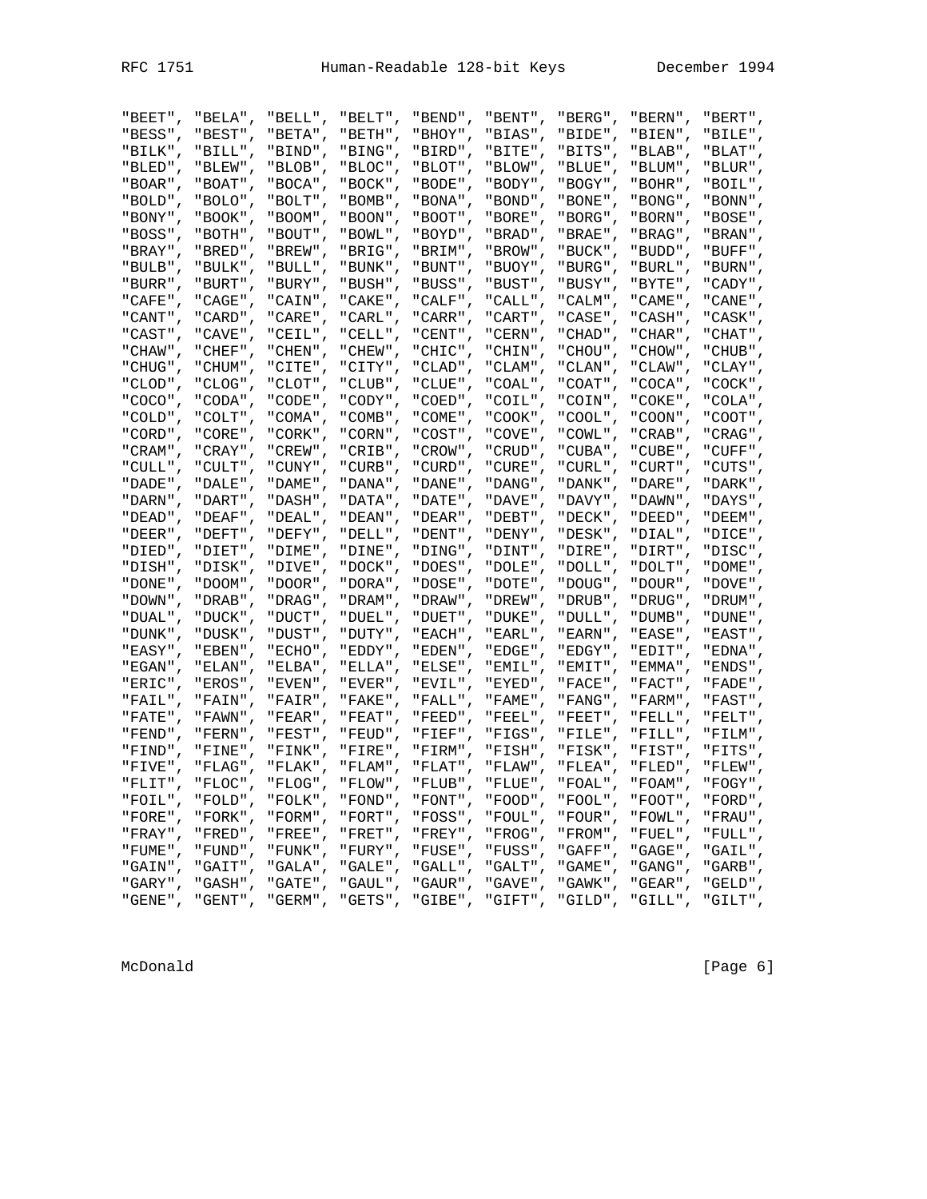```
"BEET", "BELA", "BELL", "BELT", "BEND", "BENT", "BERG", "BERN", "BERT",
"BESS", "BEST", "BETA", "BETH", "BHOY", "BIAS", "BIDE", "BIEN", "BILE",
"BILK", "BILL", "BIND", "BING", "BIRD", "BITE", "BITS", "BLAB", "BLAT",
"BLED", "BLEW", "BLOB", "BLOC", "BLOT", "BLOW", "BLUE", "BLUM", "BLUR",
"BOAR", "BOAT", "BOCA", "BOCK", "BODE", "BODY", "BOGY", "BOHR", "BOIL",
"BOLD", "BOLO", "BOLT", "BOMB", "BONA", "BOND", "BONE", "BONG", "BONN",
"BONY", "BOOK", "BOOM", "BOON", "BOOT", "BORE", "BORG", "BORN", "BOSE",
"BOSS", "BOTH", "BOUT", "BOWL", "BOYD", "BRAD", "BRAE", "BRAG", "BRAN",
"BRAY", "BRED", "BREW", "BRIG", "BRIM", "BROW", "BUCK", "BUDD", "BUFF",
"BULB", "BULK", "BULL", "BUNK", "BUNT", "BUOY", "BURG", "BURL", "BURN",
"BURR", "BURT", "BURY", "BUSH", "BUSS", "BUST", "BUSY", "BYTE", "CADY",
"CAFE", "CAGE", "CAIN", "CAKE", "CALF", "CALL", "CALM", "CAME", "CANE",
"CANT", "CARD", "CARE", "CARL", "CARR", "CART", "CASE", "CASH", "CASK",
"CAST", "CAVE", "CEIL", "CELL", "CENT", "CERN", "CHAD", "CHAR", "CHAT",
"CHAW", "CHEF", "CHEN", "CHEW", "CHIC", "CHIN", "CHOU", "CHOW", "CHUB",
"CHUG", "CHUM", "CITE", "CITY", "CLAD", "CLAM", "CLAN", "CLAW", "CLAY",
"CLOD", "CLOG", "CLOT", "CLUB", "CLUE", "COAL", "COAT", "COCA", "COCK",
"COCO", "CODA", "CODE", "CODY", "COED", "COIL", "COIN", "COKE", "COLA",
"COLD", "COLT", "COMA", "COMB", "COME", "COOK", "COOL", "COON", "COOT",
"CORD", "CORE", "CORK", "CORN", "COST", "COVE", "COWL", "CRAB", "CRAG",
"CRAM", "CRAY", "CREW", "CRIB", "CROW", "CRUD", "CUBA", "CUBE", "CUFF",
"CULL", "CULT", "CUNY", "CURB", "CURD", "CURE", "CURL", "CURT", "CUTS",
"DADE", "DALE", "DAME", "DANA", "DANE", "DANG", "DANK", "DARE", "DARK",
"DARN", "DART", "DASH", "DATA", "DATE", "DAVE", "DAVY", "DAWN", "DAYS",
"DEAD", "DEAF", "DEAL", "DEAN", "DEAR", "DEBT", "DECK", "DEED", "DEEM",
"DEER", "DEFT", "DEFY", "DELL", "DENT", "DENY", "DESK", "DIAL", "DICE",
"DIED", "DIET", "DIME", "DINE", "DING", "DINT", "DIRE", "DIRT", "DISC",
"DISH", "DISK", "DIVE", "DOCK", "DOES", "DOLE", "DOLL", "DOLT", "DOME",
"DONE", "DOOM", "DOOR", "DORA", "DOSE", "DOTE", "DOUG", "DOUR", "DOVE",
"DOWN", "DRAB", "DRAG", "DRAM", "DRAW", "DREW", "DRUB", "DRUG", "DRUM",
"DUAL", "DUCK", "DUCT", "DUEL", "DUET", "DUKE", "DULL", "DUMB", "DUNE",
"DUNK", "DUSK", "DUST", "DUTY", "EACH", "EARL", "EARN", "EASE", "EAST",
"EASY", "EBEN", "ECHO", "EDDY", "EDEN", "EDGE", "EDGY", "EDIT", "EDNA",
"EGAN", "ELAN", "ELBA", "ELLA", "ELSE", "EMIL", "EMIT", "EMMA", "ENDS",
"ERIC", "EROS", "EVEN", "EVER", "EVIL", "EYED", "FACE", "FACT", "FADE",
"FAIL", "FAIN", "FAIR", "FAKE", "FALL", "FAME", "FANG", "FARM", "FAST",
"FATE", "FAWN", "FEAR", "FEAT", "FEED", "FEEL", "FEET", "FELL", "FELT",
"FEND", "FERN", "FEST", "FEUD", "FIEF", "FIGS", "FILE", "FILL", "FILM",
"FIND", "FINE", "FINK", "FIRE", "FIRM", "FISH", "FISK", "FIST", "FITS",
"FIVE", "FLAG", "FLAK", "FLAM", "FLAT", "FLAW", "FLEA", "FLED", "FLEW",
"FLIT", "FLOC", "FLOG", "FLOW", "FLUB", "FLUE", "FOAL", "FOAM", "FOGY",
"FOIL", "FOLD", "FOLK", "FOND", "FONT", "FOOD", "FOOL", "FOOT", "FORD",
"FORE", "FORK", "FORM", "FORT", "FOSS", "FOUL", "FOUR", "FOWL", "FRAU",
"FRAY", "FRED", "FREE", "FRET", "FREY", "FROG", "FROM", "FUEL", "FULL",
"FUME", "FUND", "FUNK", "FURY", "FUSE", "FUSS", "GAFF", "GAGE", "GAIL",
"GAIN", "GAIT", "GALA", "GALE", "GALL", "GALT", "GAME", "GANG", "GARB",
"GARY", "GASH", "GATE", "GAUL", "GAUR", "GAVE", "GAWK", "GEAR", "GELD",
"GENE", "GENT", "GERM", "GETS", "GIBE", "GIFT", "GILD", "GILL", "GILT",
```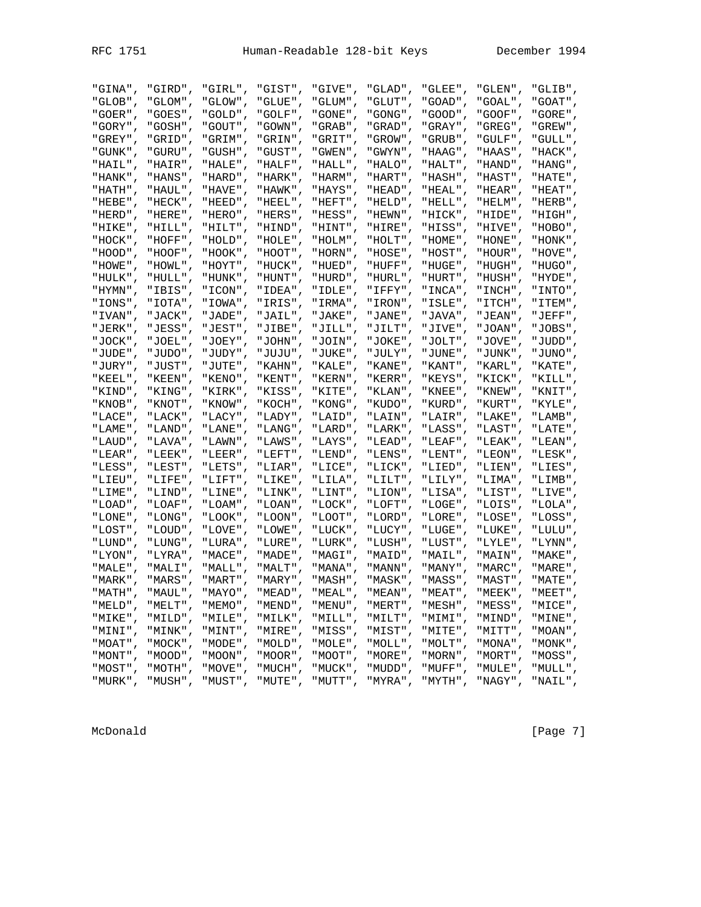```
"GINA", "GIRD", "GIRL", "GIST", "GIVE", "GLAD", "GLEE", "GLEN", "GLIB",
"GLOB", "GLOM", "GLOW", "GLUE", "GLUM", "GLUT", "GOAD", "GOAL", "GOAT",
"GOER", "GOES", "GOLD", "GOLF", "GONE", "GONG", "GOOD", "GOOF", "GORE",
"GORY", "GOSH", "GOUT", "GOWN", "GRAB", "GRAD", "GRAY", "GREG", "GREW",
"GREY", "GRID", "GRIM", "GRIN", "GRIT", "GROW", "GRUB", "GULF", "GULL",
"GUNK", "GURU", "GUSH", "GUST", "GWEN", "GWYN", "HAAG", "HAAS", "HACK",
"HAIL", "HAIR", "HALE", "HALF", "HALL", "HALO", "HALT", "HAND", "HANG",
"HANK", "HANS", "HARD", "HARK", "HARM", "HART", "HASH", "HAST", "HATE",
"HATH", "HAUL", "HAVE", "HAWK", "HAYS", "HEAD", "HEAL", "HEAR", "HEAT",
"HEBE", "HECK", "HEED", "HEEL", "HEFT", "HELD", "HELL", "HELM", "HERB",
"HERD", "HERE", "HERO", "HERS", "HESS", "HEWN", "HICK", "HIDE", "HIGH",
"HIKE", "HILL", "HILT", "HIND", "HINT", "HIRE", "HISS", "HIVE", "HOBO",
"HOCK", "HOFF", "HOLD", "HOLE", "HOLM", "HOLT", "HOME", "HONE", "HONK",
"HOOD", "HOOF", "HOOK", "HOOT", "HORN", "HOSE", "HOST", "HOUR", "HOVE",
"HOWE", "HOWL", "HOYT", "HUCK", "HUED", "HUFF", "HUGE", "HUGH", "HUGO",
"HULK", "HULL", "HUNK", "HUNT", "HURD", "HURL", "HURT", "HUSH", "HYDE",
"HYMN", "IBIS", "ICON", "IDEA", "IDLE", "IFFY", "INCA", "INCH", "INTO",
"IONS", "IOTA", "IOWA", "IRIS", "IRMA", "IRON", "ISLE", "ITCH", "ITEM",
"IVAN", "JACK", "JADE", "JAIL", "JAKE", "JANE", "JAVA", "JEAN", "JEFF",
"JERK", "JESS", "JEST", "JIBE", "JILL", "JILT", "JIVE", "JOAN", "JOBS",
"JOCK", "JOEL", "JOEY", "JOHN", "JOIN", "JOKE", "JOLT", "JOVE", "JUDD",
"JUDE", "JUDO", "JUDY", "JUJU", "JUKE", "JULY", "JUNE", "JUNK", "JUNO",
"JURY", "JUST", "JUTE", "KAHN", "KALE", "KANE", "KANT", "KARL", "KATE",
"KEEL", "KEEN", "KENO", "KENT", "KERN", "KERR", "KEYS", "KICK", "KILL",
"KIND", "KING", "KIRK", "KISS", "KITE", "KLAN", "KNEE", "KNEW", "KNIT",
"KNOB", "KNOT", "KNOW", "KOCH", "KONG", "KUDO", "KURD", "KURT", "KYLE",
"LACE", "LACK", "LACY", "LADY", "LAID", "LAIN", "LAIR", "LAKE", "LAMB",
"LAME", "LAND", "LANE", "LANG", "LARD", "LARK", "LASS", "LAST", "LATE",
"LAUD", "LAVA", "LAWN", "LAWS", "LAYS", "LEAD", "LEAF", "LEAK", "LEAN",
"LEAR", "LEEK", "LEER", "LEFT", "LEND", "LENS", "LENT", "LEON", "LESK",
"LESS", "LEST", "LETS", "LIAR", "LICE", "LICK", "LIED", "LIEN", "LIES",
"LIEU", "LIFE", "LIFT", "LIKE", "LILA", "LILT", "LILY", "LIMA", "LIMB",
"LIME", "LIND", "LINE", "LINK", "LINT", "LION", "LISA", "LIST", "LIVE",
"LOAD", "LOAF", "LOAM", "LOAN", "LOCK", "LOFT", "LOGE", "LOIS", "LOLA",
"LONE", "LONG", "LOOK", "LOON", "LOOT", "LORD", "LORE", "LOSE", "LOSS",
"LOST", "LOUD", "LOVE", "LOWE", "LUCK", "LUCY", "LUGE", "LUKE", "LULU",
"LUND", "LUNG", "LURA", "LURE", "LURK", "LUSH", "LUST", "LYLE", "LYNN",
"LYON", "LYRA", "MACE", "MADE", "MAGI", "MAID", "MAIL", "MAIN", "MAKE",
"MALE", "MALI", "MALL", "MALT", "MANA", "MANN", "MANY", "MARC", "MARE",
"MARK", "MARS", "MART", "MARY", "MASH", "MASK", "MASS", "MAST", "MATE",
"MATH", "MAUL", "MAYO", "MEAD", "MEAL", "MEAN", "MEAT", "MEEK", "MEET",
"MELD", "MELT", "MEMO", "MEND", "MENU", "MERT", "MESH", "MESS", "MICE",
"MIKE", "MILD", "MILE", "MILK", "MILL", "MILT", "MIMI", "MIND", "MINE",
"MINI", "MINK", "MINT", "MIRE", "MISS", "MIST", "MITE", "MITT", "MOAN",
"MOAT", "MOCK", "MODE", "MOLD", "MOLE", "MOLL", "MOLT", "MONA", "MONK",
"MONT", "MOOD", "MOON", "MOOR", "MOOT", "MORE", "MORN", "MORT", "MOSS",
"MOST", "MOTH", "MOVE", "MUCH", "MUCK", "MUDD", "MUFF", "MULE", "MULL",
"MURK", "MUSH", "MUST", "MUTE", "MUTT", "MYRA", "MYTH", "NAGY", "NAIL",
```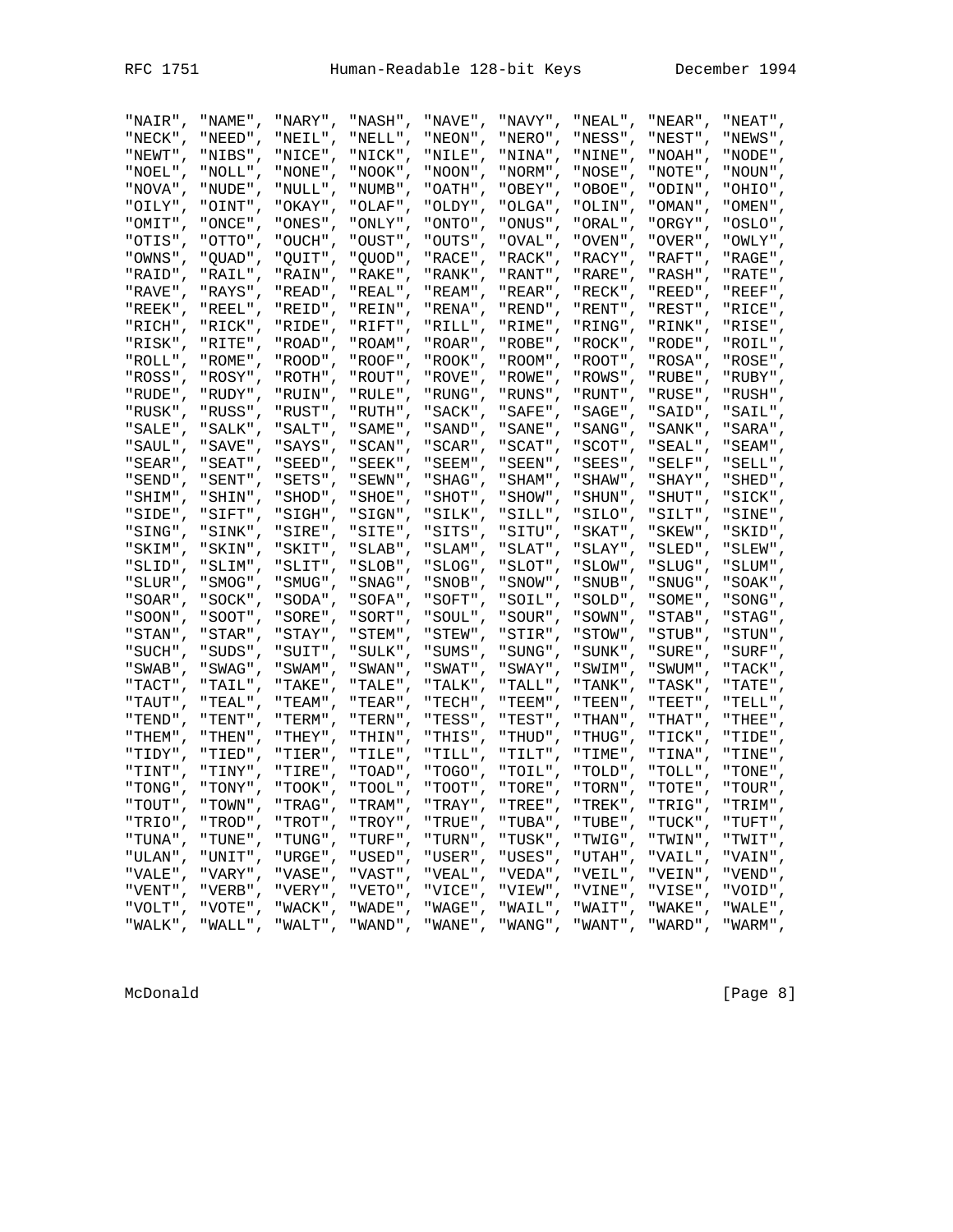```
"NAIR", "NAME", "NARY", "NASH", "NAVE", "NAVY", "NEAL", "NEAR", "NEAT",
"NECK", "NEED", "NEIL", "NELL", "NEON", "NERO", "NESS", "NEST", "NEWS",
"NEWT", "NIBS", "NICE", "NICK", "NILE", "NINA", "NINE", "NOAH", "NODE",
"NOEL", "NOLL", "NONE", "NOOK", "NOON", "NORM", "NOSE", "NOTE", "NOUN",
"NOVA", "NUDE", "NULL", "NUMB", "OATH", "OBEY", "OBOE", "ODIN", "OHIO",
"OILY", "OINT", "OKAY", "OLAF", "OLDY", "OLGA", "OLIN", "OMAN", "OMEN",
"OMIT", "ONCE", "ONES", "ONLY", "ONTO", "ONUS", "ORAL", "ORGY", "OSLO",
"OTIS", "OTTO", "OUCH", "OUST", "OUTS", "OVAL", "OVEN", "OVER", "OWLY",
"OWNS", "QUAD", "QUIT", "QUOD", "RACE", "RACK", "RACY", "RAFT", "RAGE",
"RAID", "RAIL", "RAIN", "RAKE", "RANK", "RANT", "RARE", "RASH", "RATE",
"RAVE", "RAYS", "READ", "REAL", "REAM", "REAR", "RECK", "REED", "REEF",
"REEK", "REEL", "REID", "REIN", "RENA", "REND", "RENT", "REST", "RICE",
"RICH", "RICK", "RIDE", "RIFT", "RILL", "RIME", "RING", "RINK", "RISE",
"RISK", "RITE", "ROAD", "ROAM", "ROAR", "ROBE", "ROCK", "RODE", "ROIL",
"ROLL", "ROME", "ROOD", "ROOF", "ROOK", "ROOM", "ROOT", "ROSA", "ROSE",
"ROSS", "ROSY", "ROTH", "ROUT", "ROVE", "ROWE", "ROWS", "RUBE", "RUBY",
"RUDE", "RUDY", "RUIN", "RULE", "RUNG", "RUNS", "RUNT", "RUSE", "RUSH",
"RUSK", "RUSS", "RUST", "RUTH", "SACK", "SAFE", "SAGE", "SAID", "SAIL",
"SALE", "SALK", "SALT", "SAME", "SAND", "SANE", "SANG", "SANK", "SARA",
"SAUL", "SAVE", "SAYS", "SCAN", "SCAR", "SCAT", "SCOT", "SEAL", "SEAM",
"SEAR", "SEAT", "SEED", "SEEK", "SEEM", "SEEN", "SEES", "SELF", "SELL",
"SEND", "SENT", "SETS", "SEWN", "SHAG", "SHAM", "SHAW", "SHAY", "SHED",
"SHIM", "SHIN", "SHOD", "SHOE", "SHOT", "SHOW", "SHUN", "SHUT", "SICK",
"SIDE", "SIFT", "SIGH", "SIGN", "SILK", "SILL", "SILO", "SILT", "SINE",
"SING", "SINK", "SIRE", "SITE", "SITS", "SITU", "SKAT", "SKEW", "SKID",
"SKIM", "SKIN", "SKIT", "SLAB", "SLAM", "SLAT", "SLAY", "SLED", "SLEW",
"SLID", "SLIM", "SLIT", "SLOB", "SLOG", "SLOT", "SLOW", "SLUG", "SLUM",
"SLUR", "SMOG", "SMUG", "SNAG", "SNOB", "SNOW", "SNUB", "SNUG", "SOAK",
"SOAR", "SOCK", "SODA", "SOFA", "SOFT", "SOIL", "SOLD", "SOME", "SONG",
"SOON", "SOOT", "SORE", "SORT", "SOUL", "SOUR", "SOWN", "STAB", "STAG",
"STAN", "STAR", "STAY", "STEM", "STEW", "STIR", "STOW", "STUB", "STUN",
"SUCH", "SUDS", "SUIT", "SULK", "SUMS", "SUNG", "SUNK", "SURE", "SURF",
"SWAB", "SWAG", "SWAM", "SWAN", "SWAT", "SWAY", "SWIM", "SWUM", "TACK",
"TACT", "TAIL", "TAKE", "TALE", "TALK", "TALL", "TANK", "TASK", "TATE",
"TAUT", "TEAL", "TEAM", "TEAR", "TECH", "TEEM", "TEEN", "TEET", "TELL",
"TEND", "TENT", "TERM", "TERN", "TESS", "TEST", "THAN", "THAT", "THEE",
"THEM", "THEN", "THEY", "THIN", "THIS", "THUD", "THUG", "TICK", "TIDE",
"TIDY", "TIED", "TIER", "TILE", "TILL", "TILT", "TIME", "TINA", "TINE",
"TINT", "TINY", "TIRE", "TOAD", "TOGO", "TOIL", "TOLD", "TOLL", "TONE",
"TONG", "TONY", "TOOK", "TOOL", "TOOT", "TORE", "TORN", "TOTE", "TOUR",
"TOUT", "TOWN", "TRAG", "TRAM", "TRAY", "TREE", "TREK", "TRIG", "TRIM",
"TRIO", "TROD", "TROT", "TROY", "TRUE", "TUBA", "TUBE", "TUCK", "TUFT",
"TUNA", "TUNE", "TUNG", "TURF", "TURN", "TUSK", "TWIG", "TWIN", "TWIT",
"ULAN", "UNIT", "URGE", "USED", "USER", "USES", "UTAH", "VAIL", "VAIN",
"VALE", "VARY", "VASE", "VAST", "VEAL", "VEDA", "VEIL", "VEIN", "VEND",
"VENT", "VERB", "VERY", "VETO", "VICE", "VIEW", "VINE", "VISE", "VOID",
"VOLT", "VOTE", "WACK", "WADE", "WAGE", "WAIL", "WAIT", "WAKE", "WALE",
"WALK", "WALL", "WALT", "WAND", "WANE", "WANG", "WANT", "WARD", "WARM",
```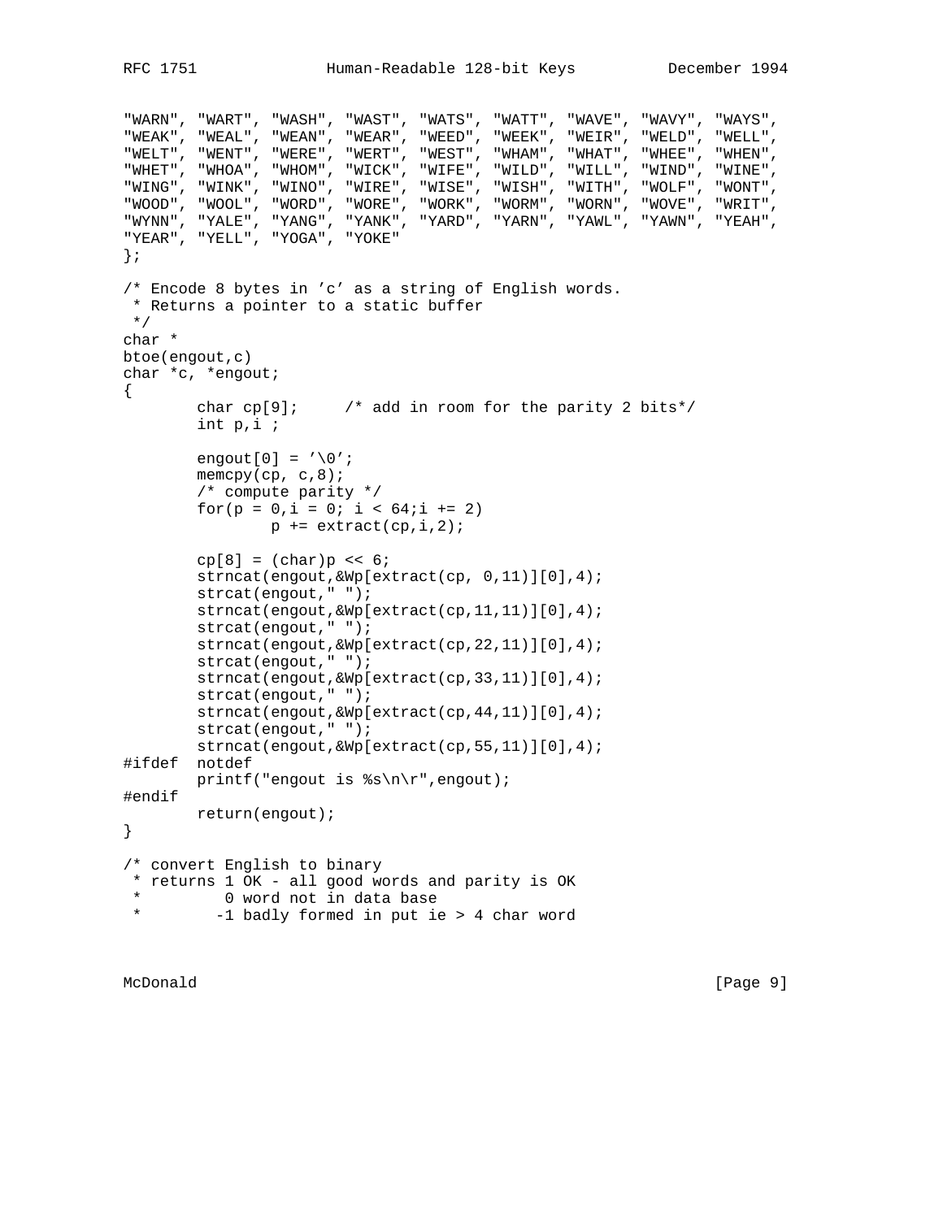```
"WARN", "WART", "WASH", "WAST", "WATS", "WATT", "WAVE", "WAVY", "WAYS",
"WEAK", "WEAL", "WEAN", "WEAR", "WEED", "WEEK", "WEIR", "WELD", "WELL",
"WELT", "WENT", "WERE", "WERT", "WEST", "WHAM", "WHAT", "WHEE", "WHEN",
"WHET", "WHOA", "WHOM", "WICK", "WIFE", "WILD", "WILL", "WIND", "WINE",
"WING", "WINK", "WINO", "WIRE", "WISE", "WISH", "WITH", "WOLF", "WONT",
"WOOD", "WOOL", "WORD", "WORE", "WORK", "WORM", "WORN", "WOVE", "WRIT",
"WYNN", "YALE", "YANG", "YANK", "YARD", "YARN", "YAWL", "YAWN", "YEAH",
"YEAR", "YELL", "YOGA", "YOKE"
};

/* Encode 8 bytes in 'c' as a string of English words.
 * Returns a pointer to a static buffer
 */
char *
btoe(engout,c)
char *c, *engout;
{
        char cp[9];     /* add in room for the parity 2 bits*/
        int p,i ;

        engout[0] = '\0';
        memcpy(cp, c,8);
        /* compute parity */
        for(p = 0,i = 0; i < 64;i += 2)
                p += extract(cp,i,2);

        cp[8] = (char)p << 6;
        strncat(engout,&Wp[extract(cp, 0,11)][0],4);
        strcat(engout," ");
        strncat(engout,&Wp[extract(cp,11,11)][0],4);
        strcat(engout," ");
        strncat(engout,&Wp[extract(cp,22,11)][0],4);
        strcat(engout," ");
        strncat(engout,&Wp[extract(cp,33,11)][0],4);
        strcat(engout," ");
        strncat(engout,&Wp[extract(cp,44,11)][0],4);
        strcat(engout," ");
        strncat(engout,&Wp[extract(cp,55,11)][0],4);
#ifdef  notdef
        printf("engout is %s\n\r",engout);
#endif
        return(engout);
}

/* convert English to binary
 * returns 1 OK - all good words and parity is OK
 *         0 word not in data base
 *        -1 badly formed in put ie > 4 char word
```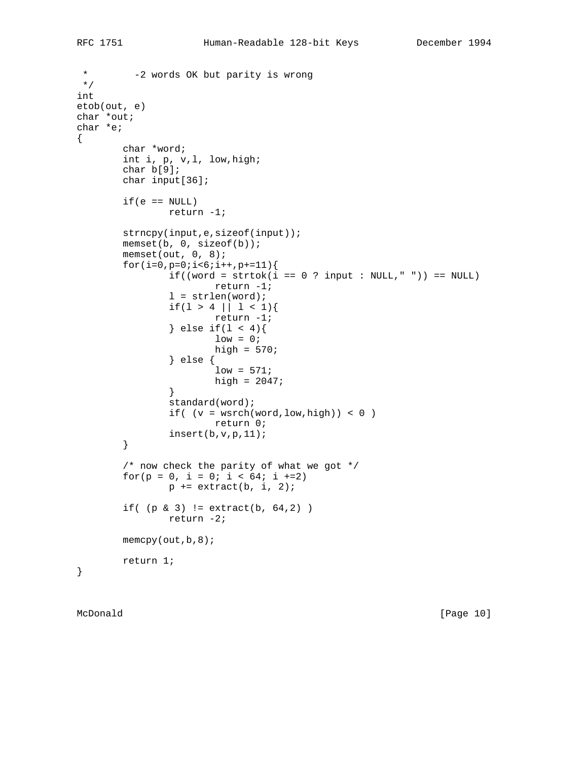```
 *        -2 words OK but parity is wrong
 */
int
etob(out, e)
char *out;
char *e;
{
        char *word;
        int i, p, v,l, low,high;
        char b[9];
        char input[36];

        if(e == NULL)
                return -1;

        strncpy(input,e,sizeof(input));
        memset(b, 0, sizeof(b));
        memset(out, 0, 8);
        for(i=0,p=0;i<6;i++,p+=11){
                if((word = strtok(i == 0 ? input : NULL," ")) == NULL)
                        return -1;
                l = strlen(word);
                if(l > 4 || l < 1){
                        return -1;
                } else if(l < 4){
                        low = 0;
                        high = 570;
                } else {
                        low = 571;
                        high = 2047;
                }
                standard(word);
                if( (v = wsrch(word,low,high)) < 0 )
                        return 0;
                insert(b,v,p,11);
        }

        /* now check the parity of what we got */
        for(p = 0, i = 0; i < 64; i +=2)
                p += extract(b, i, 2);

        if( (p & 3) != extract(b, 64,2) )
                return -2;

        memcpy(out,b,8);

        return 1;
}
```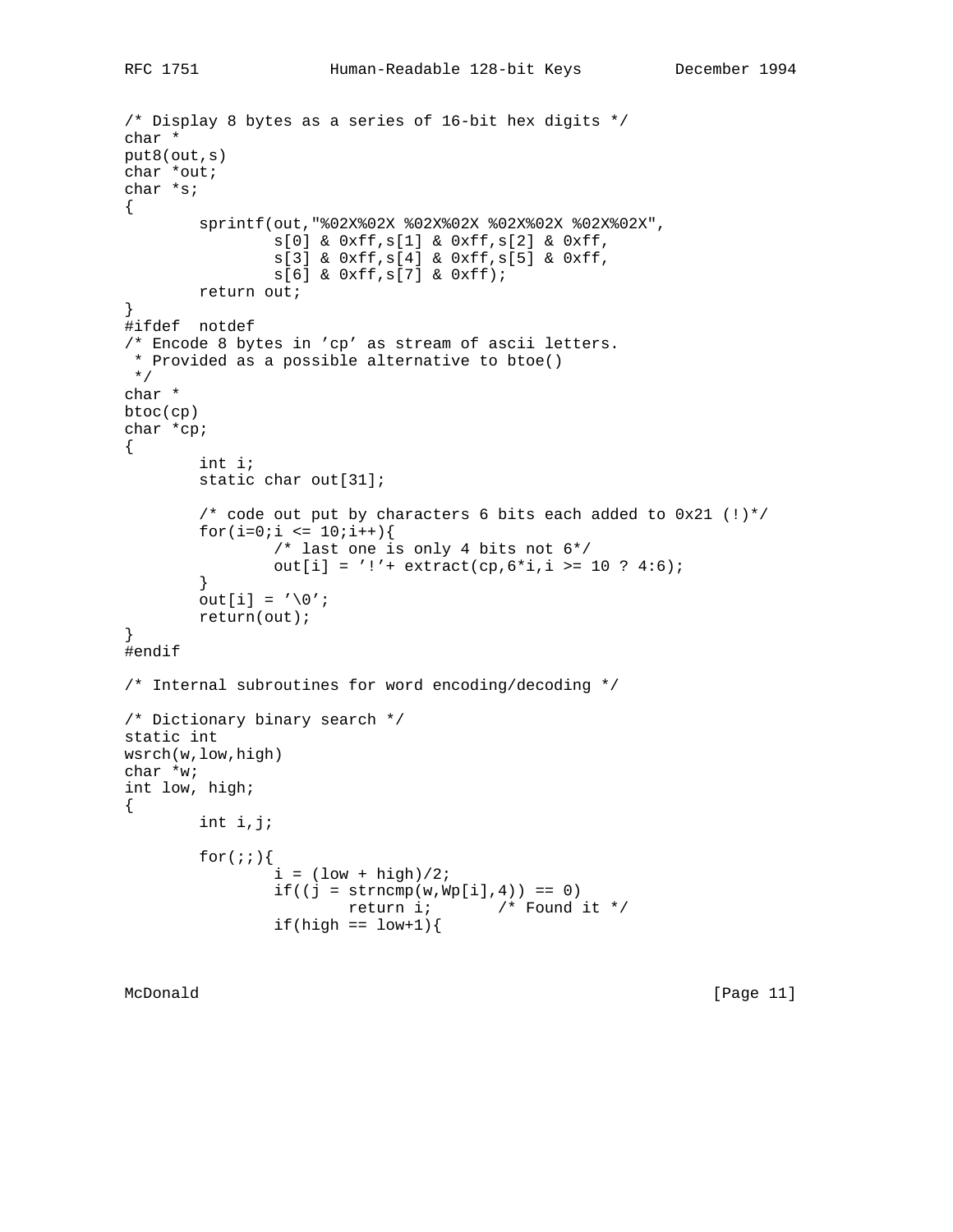```
/* Display 8 bytes as a series of 16-bit hex digits */
char *
put8(out,s)
char *out;
char *s;
{
        sprintf(out,"%02X%02X %02X%02X %02X%02X %02X%02X",
                s[0] & 0xff,s[1] & 0xff,s[2] & 0xff,
                s[3] & 0xff,s[4] & 0xff,s[5] & 0xff,
                s[6] & 0xff,s[7] & 0xff);
        return out;
}
#ifdef  notdef
/* Encode 8 bytes in 'cp' as stream of ascii letters.
 * Provided as a possible alternative to btoe()
 */
char *
btoc(cp)
char *cp;
{
        int i;
        static char out[31];

        /* code out put by characters 6 bits each added to 0x21 (!)*/
        for(i=0;i <= 10;i++){
                /* last one is only 4 bits not 6*/
                out[i] = '!'+ extract(cp,6*i,i >= 10 ? 4:6);
        }
        out[i] = '\0';
        return(out);
}
#endif

/* Internal subroutines for word encoding/decoding */

/* Dictionary binary search */
static int
wsrch(w,low,high)
char *w;
int low, high;
{
        int i,j;

        for(;;){
                i = (low + high)/2;
                if((j = strncmp(w,Wp[i],4)) == 0)
                        return i;       /* Found it */
                if(high == low+1){
```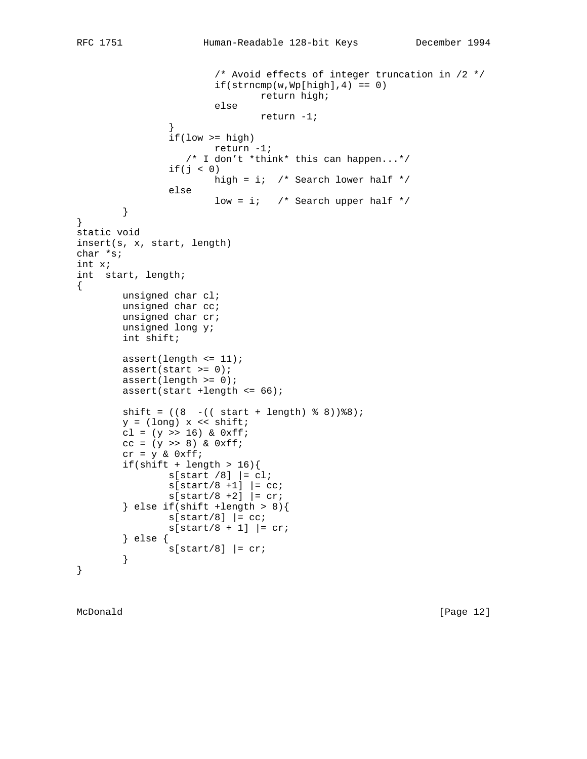```
                        /* Avoid effects of integer truncation in /2 */
                        if(strncmp(w,Wp[high],4) == 0)
                                return high;
                        else
                                return -1;
                }
                if(low >= high)
                        return -1;
                   /* I don't *think* this can happen...*/
                if(j < 0)
                        high = i;  /* Search lower half */
                else
                        low = i;   /* Search upper half */
        }
}
static void
insert(s, x, start, length)
char *s;
int x;
int  start, length;
{
        unsigned char cl;
        unsigned char cc;
        unsigned char cr;
        unsigned long y;
        int shift;

        assert(length <= 11);
        assert(start >= 0);
        assert(length >= 0);
        assert(start +length <= 66);

        shift = ((8  -(( start + length) % 8))%8);
        y = (long) x << shift;
        cl = (y >> 16) & 0xff;
        cc = (y >> 8) & 0xff;
        cr = y & 0xff;
        if(shift + length > 16){
                s[start /8] |= cl;
                s[start/8 +1] |= cc;
                s[start/8 +2] |= cr;
        } else if(shift +length > 8){
                s[start/8] |= cc;
                s[start/8 + 1] |= cr;
        } else {
                s[start/8] |= cr;
        }
}
```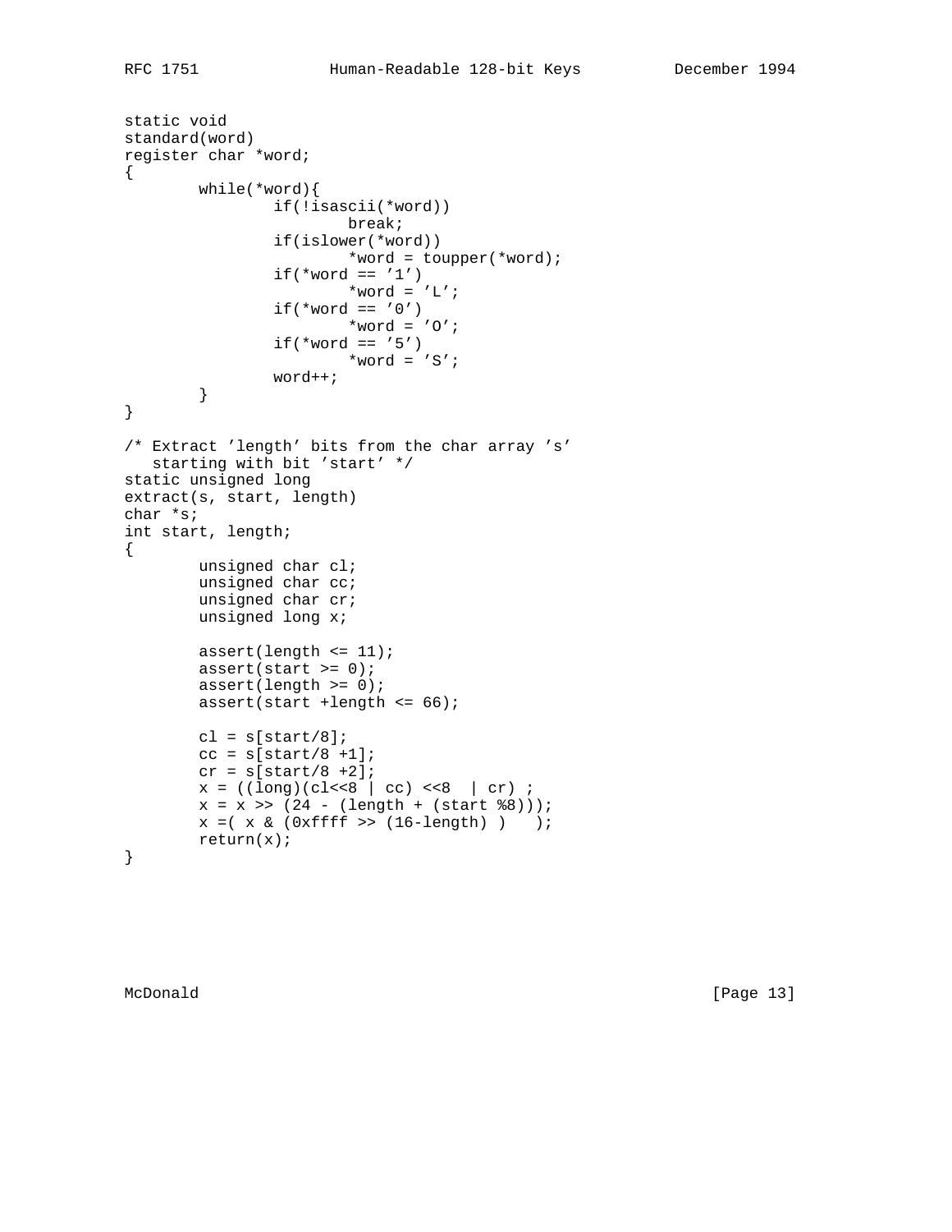```
static void
standard(word)
register char *word;
{
        while(*word){
                if(!isascii(*word))
                        break;
                if(islower(*word))
                        *word = toupper(*word);
                if(*word == '1')
                        *word = 'L';
                if(*word == '0')
                        *word = 'O';
                if(*word == '5')
                        *word = 'S';
                word++;
        }
}

/* Extract 'length' bits from the char array 's'
   starting with bit 'start' */
static unsigned long
extract(s, start, length)
char *s;
int start, length;
{
        unsigned char cl;
        unsigned char cc;
        unsigned char cr;
        unsigned long x;

        assert(length <= 11);
        assert(start >= 0);
        assert(length >= 0);
        assert(start +length <= 66);

        cl = s[start/8];
        cc = s[start/8 +1];
        cr = s[start/8 +2];
        x = ((long)(cl<<8 | cc) <<8  | cr) ;
        x = x >> (24 - (length + (start %8)));
        x =( x & (0xffff >> (16-length) )   );
        return(x);
}
```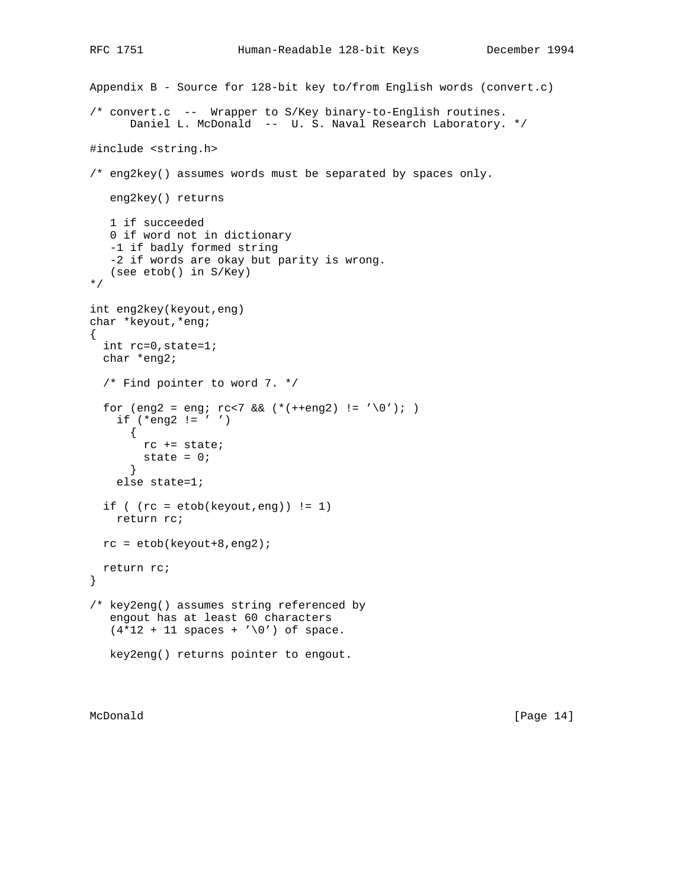Appendix B - Source for 128-bit key to/from English words (convert.c)

```
/* convert.c  --  Wrapper to S/Key binary-to-English routines.
      Daniel L. McDonald  --  U. S. Naval Research Laboratory. */

#include <string.h>

/* eng2key() assumes words must be separated by spaces only.

   eng2key() returns

   1 if succeeded
   0 if word not in dictionary
   -1 if badly formed string
   -2 if words are okay but parity is wrong.
   (see etob() in S/Key)
*/

int eng2key(keyout,eng)
char *keyout,*eng;
{
  int rc=0,state=1;
  char *eng2;

  /* Find pointer to word 7. */

  for (eng2 = eng; rc<7 && (*(++eng2) != '\0'); )
    if (*eng2 != ' ')
      {
        rc += state;
        state = 0;
      }
    else state=1;

  if ( (rc = etob(keyout,eng)) != 1)
    return rc;

  rc = etob(keyout+8,eng2);

  return rc;
}

/* key2eng() assumes string referenced by
   engout has at least 60 characters
   (4*12 + 11 spaces + '\0') of space.

   key2eng() returns pointer to engout.
```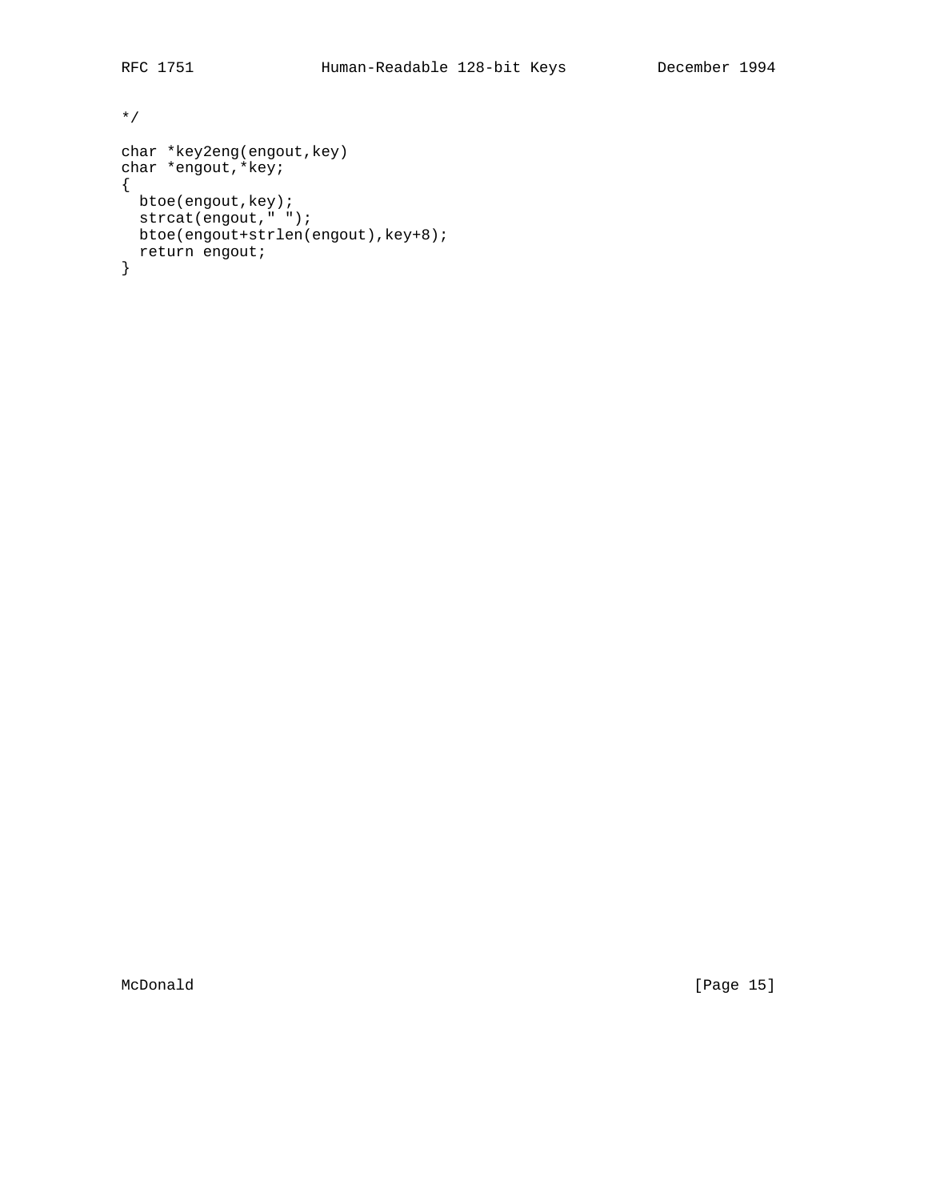```
*/

char *key2eng(engout,key)
char *engout,*key;
{
  btoe(engout,key);
  strcat(engout," ");
  btoe(engout+strlen(engout),key+8);
  return engout;
}
```